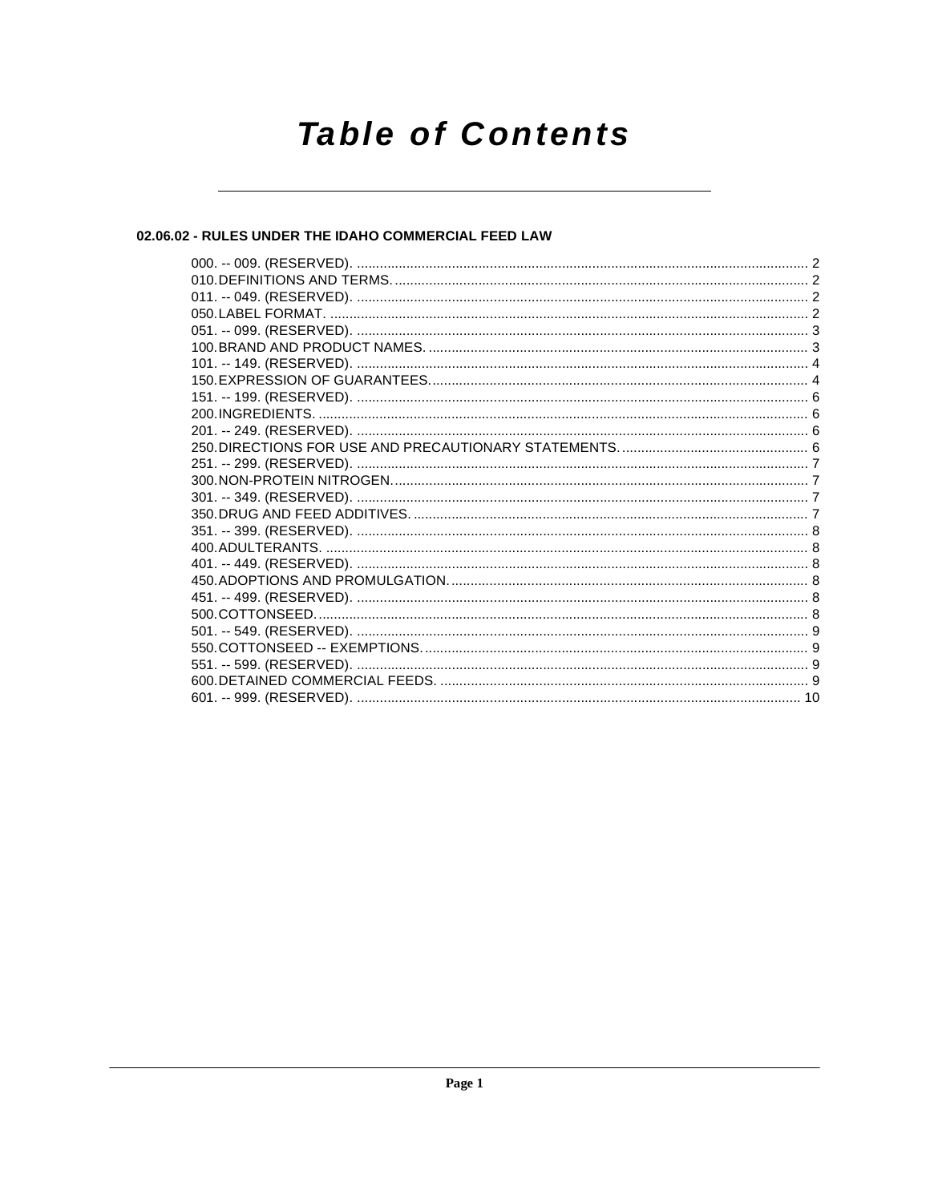# Table of Contents

## 02.06.02 - RULES UNDER THE IDAHO COMMERCIAL FEED LAW

000. -- 009. (RESERVED). .......... 2
010. DEFINITIONS AND TERMS. .......... 2
011. -- 049. (RESERVED). .......... 2
050. LABEL FORMAT. .......... 2
051. -- 099. (RESERVED). .......... 3
100. BRAND AND PRODUCT NAMES. .......... 3
101. -- 149. (RESERVED). .......... 4
150. EXPRESSION OF GUARANTEES. .......... 4
151. -- 199. (RESERVED). .......... 6
200. INGREDIENTS. .......... 6
201. -- 249. (RESERVED). .......... 6
250. DIRECTIONS FOR USE AND PRECAUTIONARY STATEMENTS. .......... 6
251. -- 299. (RESERVED). .......... 7
300. NON-PROTEIN NITROGEN. .......... 7
301. -- 349. (RESERVED). .......... 7
350. DRUG AND FEED ADDITIVES. .......... 7
351. -- 399. (RESERVED). .......... 8
400. ADULTERANTS. .......... 8
401. -- 449. (RESERVED). .......... 8
450. ADOPTIONS AND PROMULGATION. .......... 8
451. -- 499. (RESERVED). .......... 8
500. COTTONSEED. .......... 8
501. -- 549. (RESERVED). .......... 9
550. COTTONSEED -- EXEMPTIONS. .......... 9
551. -- 599. (RESERVED). .......... 9
600. DETAINED COMMERCIAL FEEDS. .......... 9
601. -- 999. (RESERVED). .......... 10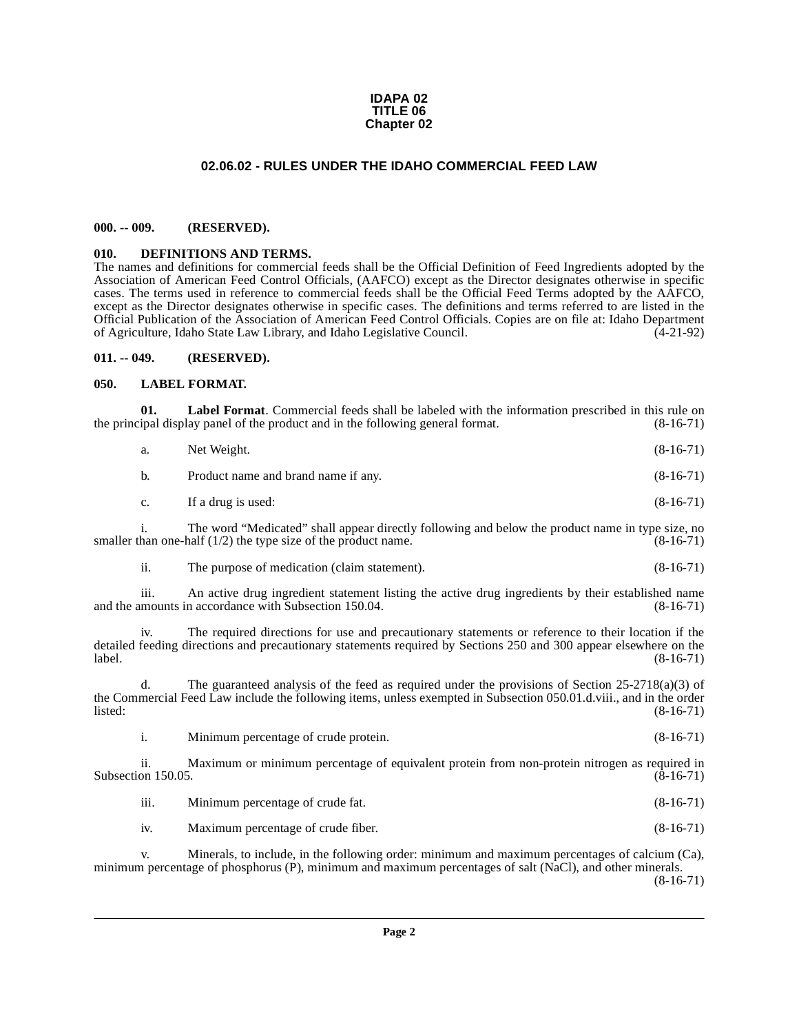**IDAPA 02**
**TITLE 06**
**Chapter 02**

# 02.06.02 - RULES UNDER THE IDAHO COMMERCIAL FEED LAW

## 000. -- 009. (RESERVED).

## 010. DEFINITIONS AND TERMS.

The names and definitions for commercial feeds shall be the Official Definition of Feed Ingredients adopted by the Association of American Feed Control Officials, (AAFCO) except as the Director designates otherwise in specific cases. The terms used in reference to commercial feeds shall be the Official Feed Terms adopted by the AAFCO, except as the Director designates otherwise in specific cases. The definitions and terms referred to are listed in the Official Publication of the Association of American Feed Control Officials. Copies are on file at: Idaho Department of Agriculture, Idaho State Law Library, and Idaho Legislative Council. (4-21-92)

## 011. -- 049. (RESERVED).

## 050. LABEL FORMAT.

**01. Label Format**. Commercial feeds shall be labeled with the information prescribed in this rule on the principal display panel of the product and in the following general format. (8-16-71)

a. Net Weight. (8-16-71)

b. Product name and brand name if any. (8-16-71)

c. If a drug is used: (8-16-71)

i. The word "Medicated" shall appear directly following and below the product name in type size, no smaller than one-half (1/2) the type size of the product name. (8-16-71)

ii. The purpose of medication (claim statement). (8-16-71)

iii. An active drug ingredient statement listing the active drug ingredients by their established name and the amounts in accordance with Subsection 150.04. (8-16-71)

iv. The required directions for use and precautionary statements or reference to their location if the detailed feeding directions and precautionary statements required by Sections 250 and 300 appear elsewhere on the label. (8-16-71)

d. The guaranteed analysis of the feed as required under the provisions of Section 25-2718(a)(3) of the Commercial Feed Law include the following items, unless exempted in Subsection 050.01.d.viii., and in the order listed: (8-16-71)

i. Minimum percentage of crude protein. (8-16-71)

ii. Maximum or minimum percentage of equivalent protein from non-protein nitrogen as required in Subsection 150.05. (8-16-71)

iii. Minimum percentage of crude fat. (8-16-71)

iv. Maximum percentage of crude fiber. (8-16-71)

v. Minerals, to include, in the following order: minimum and maximum percentages of calcium (Ca), minimum percentage of phosphorus (P), minimum and maximum percentages of salt (NaCl), and other minerals. (8-16-71)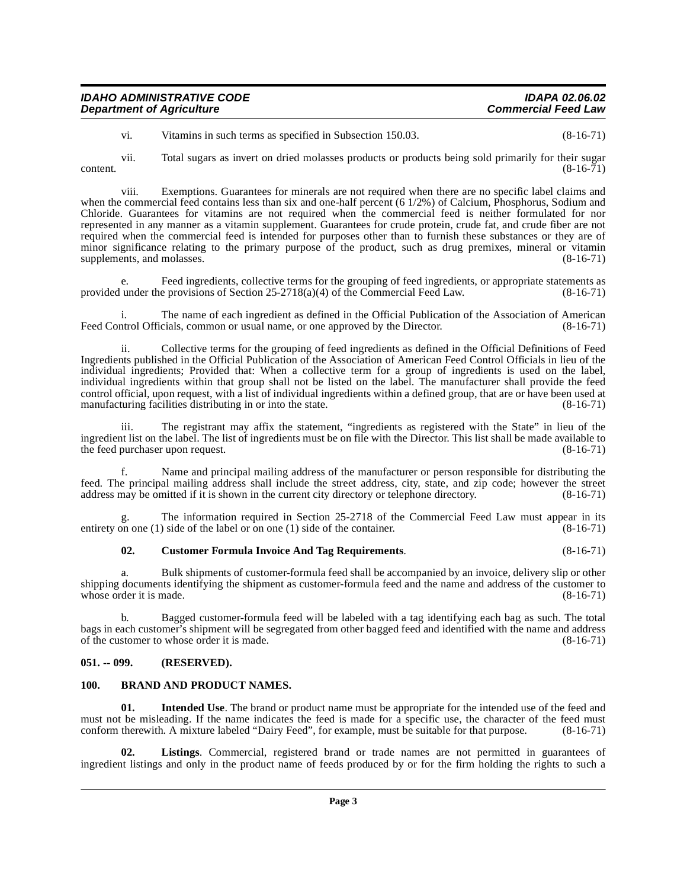vi. Vitamins in such terms as specified in Subsection 150.03. (8-16-71)

vii. Total sugars as invert on dried molasses products or products being sold primarily for their sugar content. (8-16-71)

viii. Exemptions. Guarantees for minerals are not required when there are no specific label claims and when the commercial feed contains less than six and one-half percent (6 1/2%) of Calcium, Phosphorus, Sodium and Chloride. Guarantees for vitamins are not required when the commercial feed is neither formulated for nor represented in any manner as a vitamin supplement. Guarantees for crude protein, crude fat, and crude fiber are not required when the commercial feed is intended for purposes other than to furnish these substances or they are of minor significance relating to the primary purpose of the product, such as drug premixes, mineral or vitamin supplements, and molasses. (8-16-71)

e. Feed ingredients, collective terms for the grouping of feed ingredients, or appropriate statements as provided under the provisions of Section 25-2718(a)(4) of the Commercial Feed Law. (8-16-71)

i. The name of each ingredient as defined in the Official Publication of the Association of American Feed Control Officials, common or usual name, or one approved by the Director. (8-16-71)

ii. Collective terms for the grouping of feed ingredients as defined in the Official Definitions of Feed Ingredients published in the Official Publication of the Association of American Feed Control Officials in lieu of the individual ingredients; Provided that: When a collective term for a group of ingredients is used on the label, individual ingredients within that group shall not be listed on the label. The manufacturer shall provide the feed control official, upon request, with a list of individual ingredients within a defined group, that are or have been used at manufacturing facilities distributing in or into the state. (8-16-71)

iii. The registrant may affix the statement, "ingredients as registered with the State" in lieu of the ingredient list on the label. The list of ingredients must be on file with the Director. This list shall be made available to the feed purchaser upon request. (8-16-71)

f. Name and principal mailing address of the manufacturer or person responsible for distributing the feed. The principal mailing address shall include the street address, city, state, and zip code; however the street address may be omitted if it is shown in the current city directory or telephone directory. (8-16-71)

g. The information required in Section 25-2718 of the Commercial Feed Law must appear in its entirety on one (1) side of the label or on one (1) side of the container. (8-16-71)

**02. Customer Formula Invoice And Tag Requirements**. (8-16-71)

a. Bulk shipments of customer-formula feed shall be accompanied by an invoice, delivery slip or other shipping documents identifying the shipment as customer-formula feed and the name and address of the customer to whose order it is made. (8-16-71)

b. Bagged customer-formula feed will be labeled with a tag identifying each bag as such. The total bags in each customer's shipment will be segregated from other bagged feed and identified with the name and address of the customer to whose order it is made. (8-16-71)

## 051. -- 099. (RESERVED).

## 100. BRAND AND PRODUCT NAMES.

**01. Intended Use**. The brand or product name must be appropriate for the intended use of the feed and must not be misleading. If the name indicates the feed is made for a specific use, the character of the feed must conform therewith. A mixture labeled "Dairy Feed", for example, must be suitable for that purpose. (8-16-71)

**02. Listings**. Commercial, registered brand or trade names are not permitted in guarantees of ingredient listings and only in the product name of feeds produced by or for the firm holding the rights to such a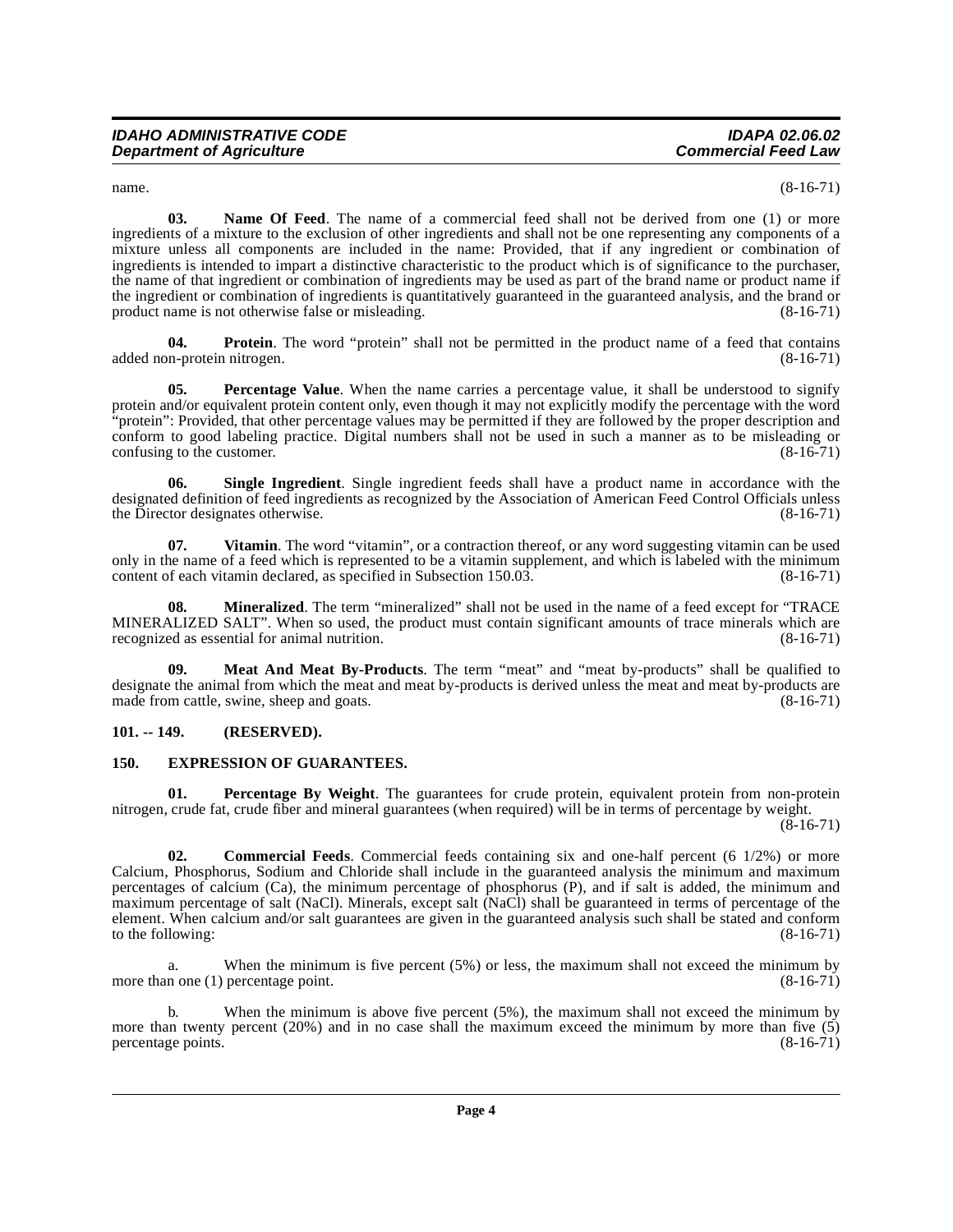name. (8-16-71)

**03. Name Of Feed**. The name of a commercial feed shall not be derived from one (1) or more ingredients of a mixture to the exclusion of other ingredients and shall not be one representing any components of a mixture unless all components are included in the name: Provided, that if any ingredient or combination of ingredients is intended to impart a distinctive characteristic to the product which is of significance to the purchaser, the name of that ingredient or combination of ingredients may be used as part of the brand name or product name if the ingredient or combination of ingredients is quantitatively guaranteed in the guaranteed analysis, and the brand or product name is not otherwise false or misleading. (8-16-71)

**04. Protein**. The word "protein" shall not be permitted in the product name of a feed that contains added non-protein nitrogen. (8-16-71)

**05. Percentage Value**. When the name carries a percentage value, it shall be understood to signify protein and/or equivalent protein content only, even though it may not explicitly modify the percentage with the word "protein": Provided, that other percentage values may be permitted if they are followed by the proper description and conform to good labeling practice. Digital numbers shall not be used in such a manner as to be misleading or confusing to the customer. (8-16-71)

**06. Single Ingredient**. Single ingredient feeds shall have a product name in accordance with the designated definition of feed ingredients as recognized by the Association of American Feed Control Officials unless the Director designates otherwise. (8-16-71)

**07. Vitamin**. The word "vitamin", or a contraction thereof, or any word suggesting vitamin can be used only in the name of a feed which is represented to be a vitamin supplement, and which is labeled with the minimum content of each vitamin declared, as specified in Subsection 150.03. (8-16-71)

**08. Mineralized**. The term "mineralized" shall not be used in the name of a feed except for "TRACE MINERALIZED SALT". When so used, the product must contain significant amounts of trace minerals which are recognized as essential for animal nutrition. (8-16-71)

**09. Meat And Meat By-Products**. The term "meat" and "meat by-products" shall be qualified to designate the animal from which the meat and meat by-products is derived unless the meat and meat by-products are made from cattle, swine, sheep and goats. (8-16-71)

## 101. -- 149. (RESERVED).

## 150. EXPRESSION OF GUARANTEES.

**01. Percentage By Weight**. The guarantees for crude protein, equivalent protein from non-protein nitrogen, crude fat, crude fiber and mineral guarantees (when required) will be in terms of percentage by weight. (8-16-71)

**02. Commercial Feeds**. Commercial feeds containing six and one-half percent (6 1/2%) or more Calcium, Phosphorus, Sodium and Chloride shall include in the guaranteed analysis the minimum and maximum percentages of calcium (Ca), the minimum percentage of phosphorus (P), and if salt is added, the minimum and maximum percentage of salt (NaCl). Minerals, except salt (NaCl) shall be guaranteed in terms of percentage of the element. When calcium and/or salt guarantees are given in the guaranteed analysis such shall be stated and conform to the following: (8-16-71)

a. When the minimum is five percent (5%) or less, the maximum shall not exceed the minimum by more than one (1) percentage point. (8-16-71)

b. When the minimum is above five percent (5%), the maximum shall not exceed the minimum by more than twenty percent (20%) and in no case shall the maximum exceed the minimum by more than five (5) percentage points. (8-16-71)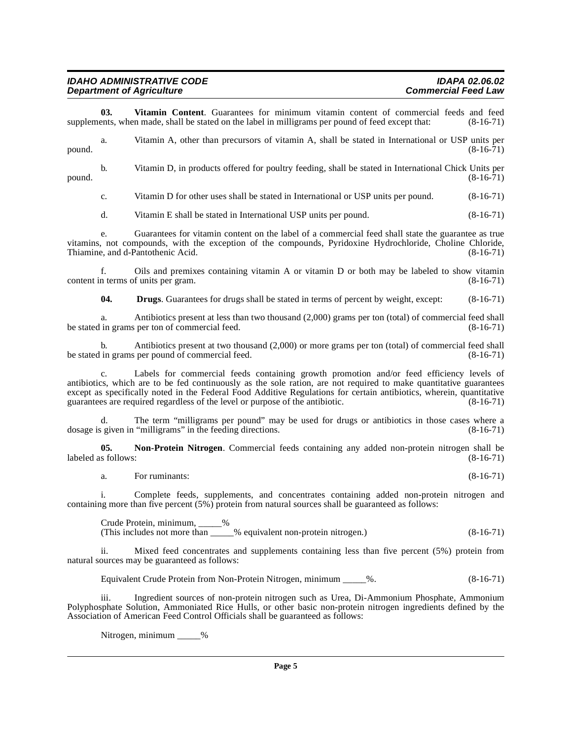**03. Vitamin Content**. Guarantees for minimum vitamin content of commercial feeds and feed supplements, when made, shall be stated on the label in milligrams per pound of feed except that: (8-16-71)

a. Vitamin A, other than precursors of vitamin A, shall be stated in International or USP units per pound. (8-16-71)

b. Vitamin D, in products offered for poultry feeding, shall be stated in International Chick Units per pound. (8-16-71)

c. Vitamin D for other uses shall be stated in International or USP units per pound. (8-16-71)

d. Vitamin E shall be stated in International USP units per pound. (8-16-71)

e. Guarantees for vitamin content on the label of a commercial feed shall state the guarantee as true vitamins, not compounds, with the exception of the compounds, Pyridoxine Hydrochloride, Choline Chloride, Thiamine, and d-Pantothenic Acid. (8-16-71)

f. Oils and premixes containing vitamin A or vitamin D or both may be labeled to show vitamin content in terms of units per gram. (8-16-71)

**04. Drugs**. Guarantees for drugs shall be stated in terms of percent by weight, except: (8-16-71)

a. Antibiotics present at less than two thousand (2,000) grams per ton (total) of commercial feed shall be stated in grams per ton of commercial feed. (8-16-71)

b. Antibiotics present at two thousand (2,000) or more grams per ton (total) of commercial feed shall be stated in grams per pound of commercial feed. (8-16-71)

c. Labels for commercial feeds containing growth promotion and/or feed efficiency levels of antibiotics, which are to be fed continuously as the sole ration, are not required to make quantitative guarantees except as specifically noted in the Federal Food Additive Regulations for certain antibiotics, wherein, quantitative guarantees are required regardless of the level or purpose of the antibiotic. (8-16-71)

d. The term "milligrams per pound" may be used for drugs or antibiotics in those cases where a dosage is given in "milligrams" in the feeding directions. (8-16-71)

**05. Non-Protein Nitrogen**. Commercial feeds containing any added non-protein nitrogen shall be labeled as follows: (8-16-71)

a. For ruminants: (8-16-71)

i. Complete feeds, supplements, and concentrates containing added non-protein nitrogen and containing more than five percent (5%) protein from natural sources shall be guaranteed as follows:

Crude Protein, minimum, _____%
(This includes not more than _____% equivalent non-protein nitrogen.) (8-16-71)

ii. Mixed feed concentrates and supplements containing less than five percent (5%) protein from natural sources may be guaranteed as follows:

Equivalent Crude Protein from Non-Protein Nitrogen, minimum _____%. (8-16-71)

iii. Ingredient sources of non-protein nitrogen such as Urea, Di-Ammonium Phosphate, Ammonium Polyphosphate Solution, Ammoniated Rice Hulls, or other basic non-protein nitrogen ingredients defined by the Association of American Feed Control Officials shall be guaranteed as follows:

Nitrogen, minimum _____%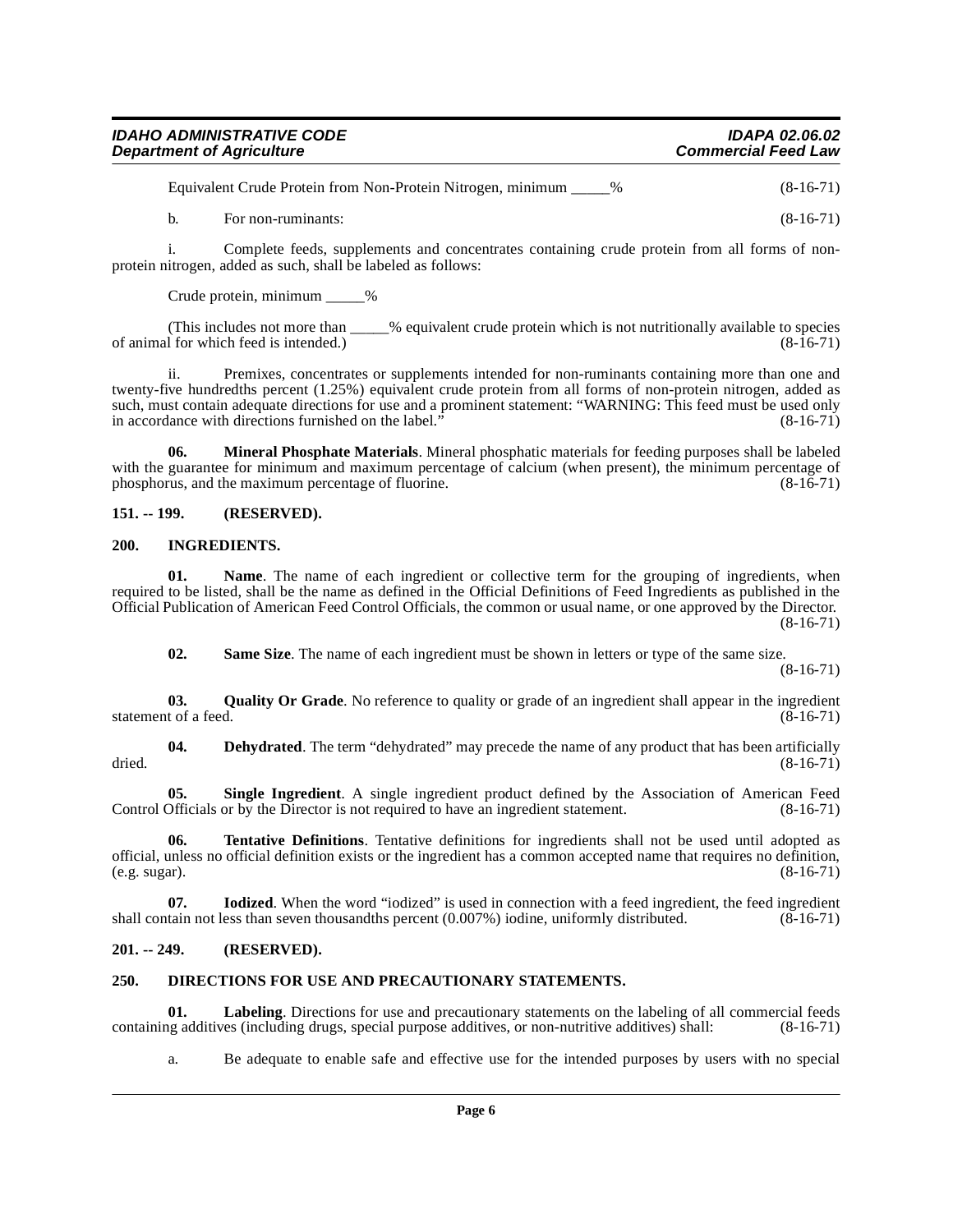Equivalent Crude Protein from Non-Protein Nitrogen, minimum _____% (8-16-71)

b. For non-ruminants: (8-16-71)

i. Complete feeds, supplements and concentrates containing crude protein from all forms of non-protein nitrogen, added as such, shall be labeled as follows:

Crude protein, minimum _____%

(This includes not more than _____% equivalent crude protein which is not nutritionally available to species of animal for which feed is intended.) (8-16-71)

ii. Premixes, concentrates or supplements intended for non-ruminants containing more than one and twenty-five hundredths percent (1.25%) equivalent crude protein from all forms of non-protein nitrogen, added as such, must contain adequate directions for use and a prominent statement: "WARNING: This feed must be used only in accordance with directions furnished on the label." (8-16-71)

**06. Mineral Phosphate Materials**. Mineral phosphatic materials for feeding purposes shall be labeled with the guarantee for minimum and maximum percentage of calcium (when present), the minimum percentage of phosphorus, and the maximum percentage of fluorine. (8-16-71)

## 151. -- 199. (RESERVED).

## 200. INGREDIENTS.

**01. Name**. The name of each ingredient or collective term for the grouping of ingredients, when required to be listed, shall be the name as defined in the Official Definitions of Feed Ingredients as published in the Official Publication of American Feed Control Officials, the common or usual name, or one approved by the Director. (8-16-71)

**02. Same Size**. The name of each ingredient must be shown in letters or type of the same size. (8-16-71)

**03. Quality Or Grade**. No reference to quality or grade of an ingredient shall appear in the ingredient statement of a feed. (8-16-71)

**04. Dehydrated**. The term "dehydrated" may precede the name of any product that has been artificially dried. (8-16-71)

**05. Single Ingredient**. A single ingredient product defined by the Association of American Feed Control Officials or by the Director is not required to have an ingredient statement. (8-16-71)

**06. Tentative Definitions**. Tentative definitions for ingredients shall not be used until adopted as official, unless no official definition exists or the ingredient has a common accepted name that requires no definition, (e.g. sugar). (8-16-71)

**07. Iodized**. When the word "iodized" is used in connection with a feed ingredient, the feed ingredient shall contain not less than seven thousandths percent (0.007%) iodine, uniformly distributed. (8-16-71)

## 201. -- 249. (RESERVED).

## 250. DIRECTIONS FOR USE AND PRECAUTIONARY STATEMENTS.

**01. Labeling**. Directions for use and precautionary statements on the labeling of all commercial feeds containing additives (including drugs, special purpose additives, or non-nutritive additives) shall: (8-16-71)

a. Be adequate to enable safe and effective use for the intended purposes by users with no special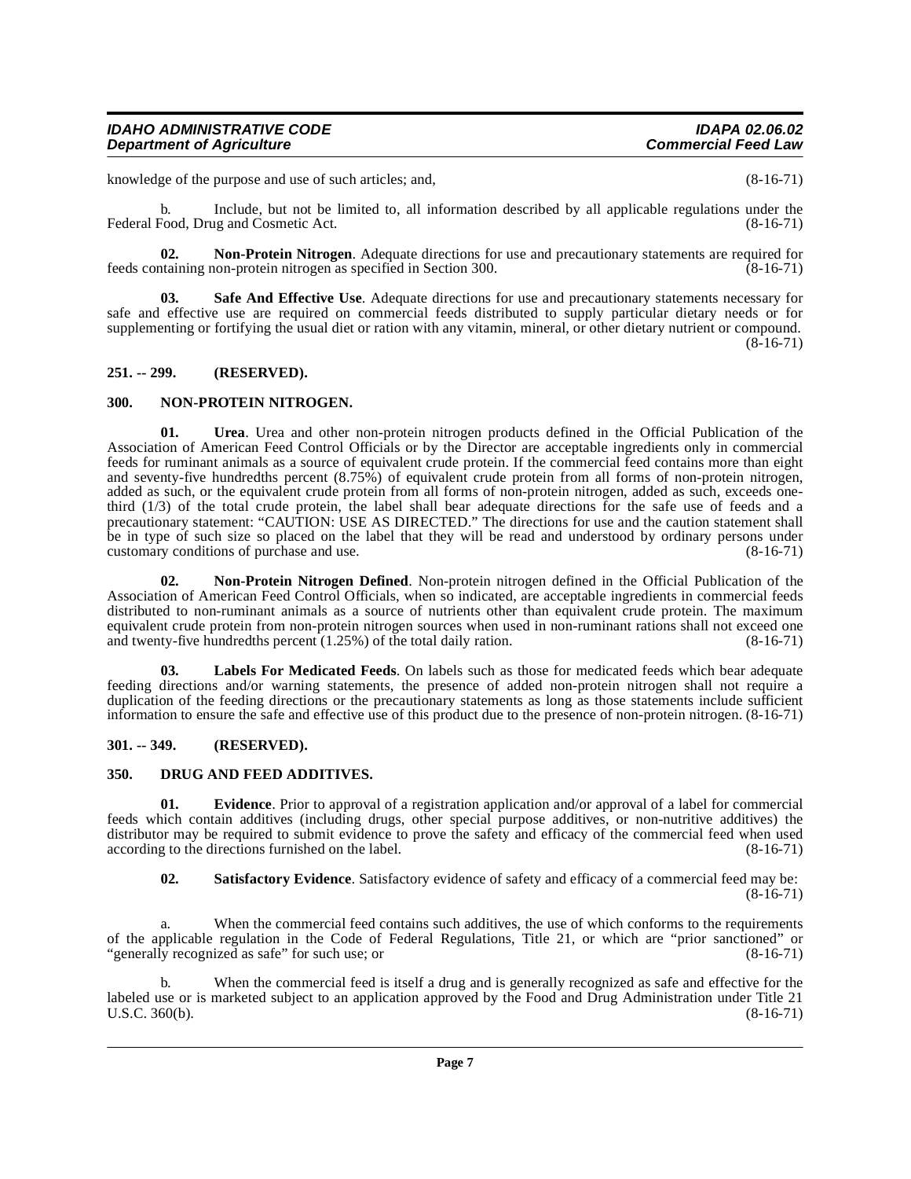knowledge of the purpose and use of such articles; and, (8-16-71)

b. Include, but not be limited to, all information described by all applicable regulations under the Federal Food, Drug and Cosmetic Act. (8-16-71)

**02. Non-Protein Nitrogen**. Adequate directions for use and precautionary statements are required for feeds containing non-protein nitrogen as specified in Section 300. (8-16-71)

**03. Safe And Effective Use**. Adequate directions for use and precautionary statements necessary for safe and effective use are required on commercial feeds distributed to supply particular dietary needs or for supplementing or fortifying the usual diet or ration with any vitamin, mineral, or other dietary nutrient or compound. (8-16-71)

## 251. -- 299. (RESERVED).

## 300. NON-PROTEIN NITROGEN.

**01. Urea**. Urea and other non-protein nitrogen products defined in the Official Publication of the Association of American Feed Control Officials or by the Director are acceptable ingredients only in commercial feeds for ruminant animals as a source of equivalent crude protein. If the commercial feed contains more than eight and seventy-five hundredths percent (8.75%) of equivalent crude protein from all forms of non-protein nitrogen, added as such, or the equivalent crude protein from all forms of non-protein nitrogen, added as such, exceeds one-third (1/3) of the total crude protein, the label shall bear adequate directions for the safe use of feeds and a precautionary statement: "CAUTION: USE AS DIRECTED." The directions for use and the caution statement shall be in type of such size so placed on the label that they will be read and understood by ordinary persons under customary conditions of purchase and use. (8-16-71)

**02. Non-Protein Nitrogen Defined**. Non-protein nitrogen defined in the Official Publication of the Association of American Feed Control Officials, when so indicated, are acceptable ingredients in commercial feeds distributed to non-ruminant animals as a source of nutrients other than equivalent crude protein. The maximum equivalent crude protein from non-protein nitrogen sources when used in non-ruminant rations shall not exceed one and twenty-five hundredths percent (1.25%) of the total daily ration. (8-16-71)

**03. Labels For Medicated Feeds**. On labels such as those for medicated feeds which bear adequate feeding directions and/or warning statements, the presence of added non-protein nitrogen shall not require a duplication of the feeding directions or the precautionary statements as long as those statements include sufficient information to ensure the safe and effective use of this product due to the presence of non-protein nitrogen. (8-16-71)

## 301. -- 349. (RESERVED).

## 350. DRUG AND FEED ADDITIVES.

**01. Evidence**. Prior to approval of a registration application and/or approval of a label for commercial feeds which contain additives (including drugs, other special purpose additives, or non-nutritive additives) the distributor may be required to submit evidence to prove the safety and efficacy of the commercial feed when used according to the directions furnished on the label. (8-16-71)

**02. Satisfactory Evidence**. Satisfactory evidence of safety and efficacy of a commercial feed may be: (8-16-71)

a. When the commercial feed contains such additives, the use of which conforms to the requirements of the applicable regulation in the Code of Federal Regulations, Title 21, or which are "prior sanctioned" or "generally recognized as safe" for such use; or (8-16-71)

b. When the commercial feed is itself a drug and is generally recognized as safe and effective for the labeled use or is marketed subject to an application approved by the Food and Drug Administration under Title 21 U.S.C. 360(b). (8-16-71)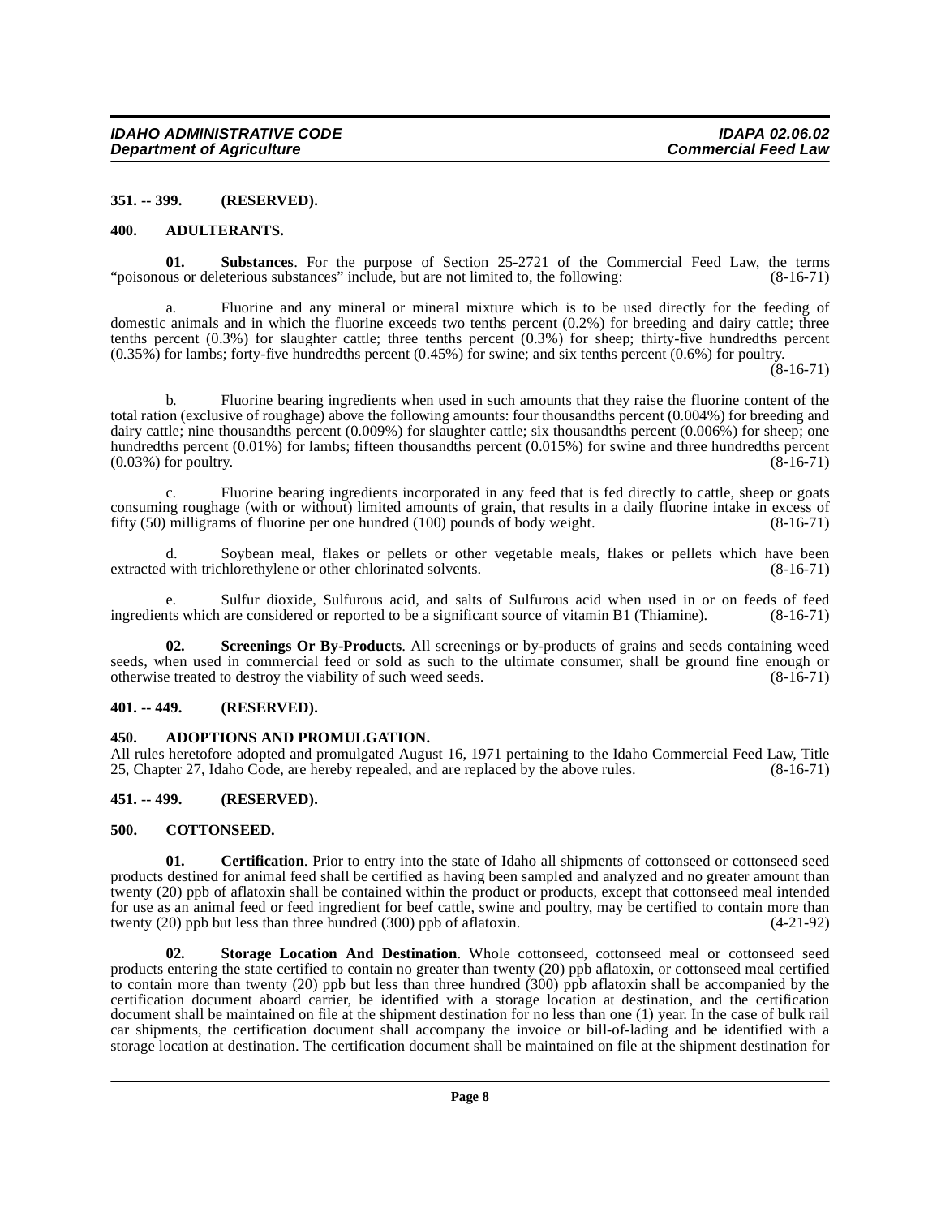**351. -- 399. (RESERVED).**

**400. ADULTERANTS.**

**01. Substances**. For the purpose of Section 25-2721 of the Commercial Feed Law, the terms "poisonous or deleterious substances" include, but are not limited to, the following: (8-16-71)

a. Fluorine and any mineral or mineral mixture which is to be used directly for the feeding of domestic animals and in which the fluorine exceeds two tenths percent (0.2%) for breeding and dairy cattle; three tenths percent (0.3%) for slaughter cattle; three tenths percent (0.3%) for sheep; thirty-five hundredths percent (0.35%) for lambs; forty-five hundredths percent (0.45%) for swine; and six tenths percent (0.6%) for poultry. (8-16-71)

b. Fluorine bearing ingredients when used in such amounts that they raise the fluorine content of the total ration (exclusive of roughage) above the following amounts: four thousandths percent (0.004%) for breeding and dairy cattle; nine thousandths percent (0.009%) for slaughter cattle; six thousandths percent (0.006%) for sheep; one hundredths percent (0.01%) for lambs; fifteen thousandths percent (0.015%) for swine and three hundredths percent (0.03%) for poultry. (8-16-71)

c. Fluorine bearing ingredients incorporated in any feed that is fed directly to cattle, sheep or goats consuming roughage (with or without) limited amounts of grain, that results in a daily fluorine intake in excess of fifty (50) milligrams of fluorine per one hundred (100) pounds of body weight. (8-16-71)

d. Soybean meal, flakes or pellets or other vegetable meals, flakes or pellets which have been extracted with trichlorethylene or other chlorinated solvents. (8-16-71)

e. Sulfur dioxide, Sulfurous acid, and salts of Sulfurous acid when used in or on feeds of feed ingredients which are considered or reported to be a significant source of vitamin B1 (Thiamine). (8-16-71)

**02. Screenings Or By-Products**. All screenings or by-products of grains and seeds containing weed seeds, when used in commercial feed or sold as such to the ultimate consumer, shall be ground fine enough or otherwise treated to destroy the viability of such weed seeds. (8-16-71)

**401. -- 449. (RESERVED).**

**450. ADOPTIONS AND PROMULGATION.**

All rules heretofore adopted and promulgated August 16, 1971 pertaining to the Idaho Commercial Feed Law, Title 25, Chapter 27, Idaho Code, are hereby repealed, and are replaced by the above rules. (8-16-71)

**451. -- 499. (RESERVED).**

**500. COTTONSEED.**

**01. Certification**. Prior to entry into the state of Idaho all shipments of cottonseed or cottonseed seed products destined for animal feed shall be certified as having been sampled and analyzed and no greater amount than twenty (20) ppb of aflatoxin shall be contained within the product or products, except that cottonseed meal intended for use as an animal feed or feed ingredient for beef cattle, swine and poultry, may be certified to contain more than twenty (20) ppb but less than three hundred (300) ppb of aflatoxin. (4-21-92)

**02. Storage Location And Destination**. Whole cottonseed, cottonseed meal or cottonseed seed products entering the state certified to contain no greater than twenty (20) ppb aflatoxin, or cottonseed meal certified to contain more than twenty (20) ppb but less than three hundred (300) ppb aflatoxin shall be accompanied by the certification document aboard carrier, be identified with a storage location at destination, and the certification document shall be maintained on file at the shipment destination for no less than one (1) year. In the case of bulk rail car shipments, the certification document shall accompany the invoice or bill-of-lading and be identified with a storage location at destination. The certification document shall be maintained on file at the shipment destination for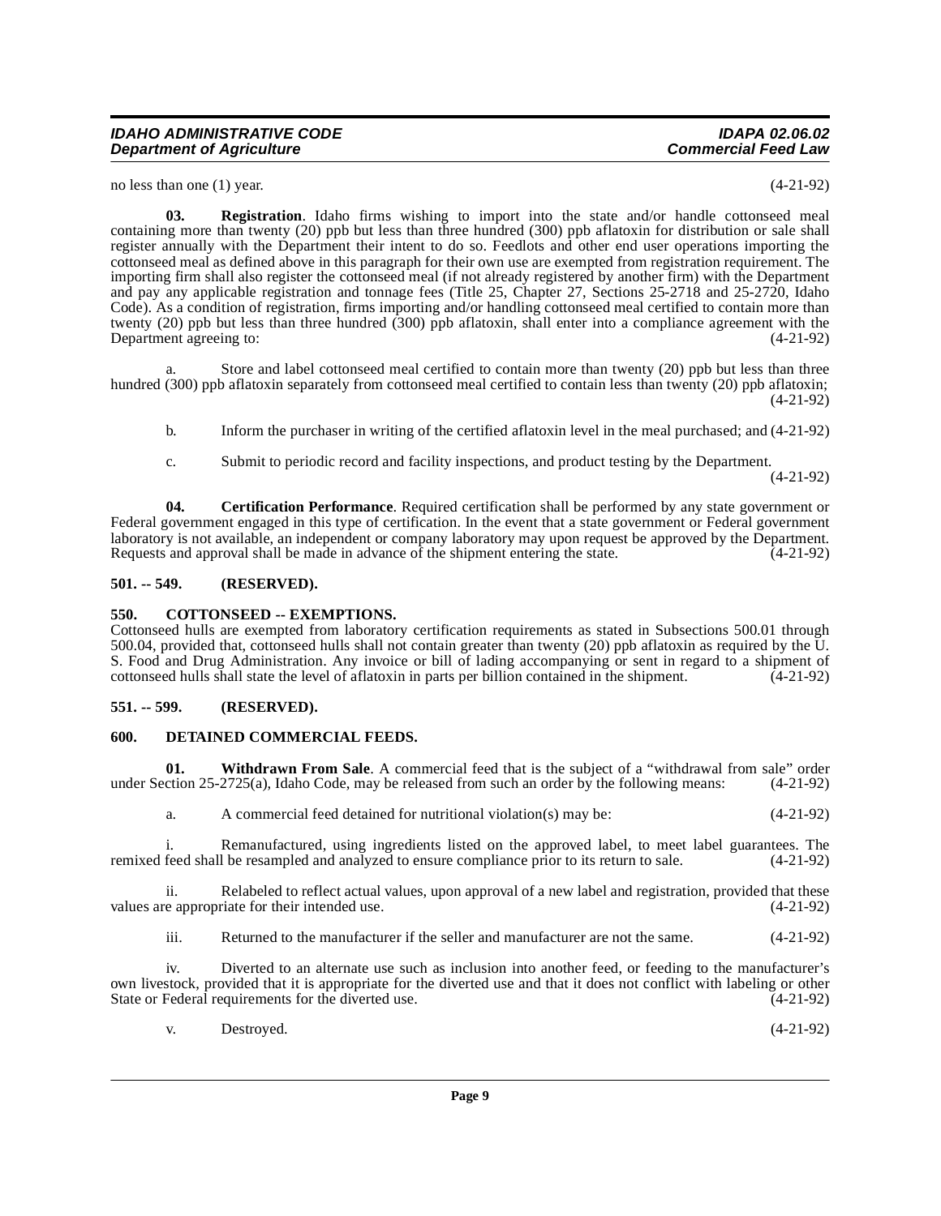no less than one (1) year. (4-21-92)

**03. Registration**. Idaho firms wishing to import into the state and/or handle cottonseed meal containing more than twenty (20) ppb but less than three hundred (300) ppb aflatoxin for distribution or sale shall register annually with the Department their intent to do so. Feedlots and other end user operations importing the cottonseed meal as defined above in this paragraph for their own use are exempted from registration requirement. The importing firm shall also register the cottonseed meal (if not already registered by another firm) with the Department and pay any applicable registration and tonnage fees (Title 25, Chapter 27, Sections 25-2718 and 25-2720, Idaho Code). As a condition of registration, firms importing and/or handling cottonseed meal certified to contain more than twenty (20) ppb but less than three hundred (300) ppb aflatoxin, shall enter into a compliance agreement with the Department agreeing to: (4-21-92)

a. Store and label cottonseed meal certified to contain more than twenty (20) ppb but less than three hundred (300) ppb aflatoxin separately from cottonseed meal certified to contain less than twenty (20) ppb aflatoxin; (4-21-92)

b. Inform the purchaser in writing of the certified aflatoxin level in the meal purchased; and (4-21-92)

c. Submit to periodic record and facility inspections, and product testing by the Department. (4-21-92)

**04. Certification Performance**. Required certification shall be performed by any state government or Federal government engaged in this type of certification. In the event that a state government or Federal government laboratory is not available, an independent or company laboratory may upon request be approved by the Department. Requests and approval shall be made in advance of the shipment entering the state. (4-21-92)

## 501. -- 549. (RESERVED).

## 550. COTTONSEED -- EXEMPTIONS.

Cottonseed hulls are exempted from laboratory certification requirements as stated in Subsections 500.01 through 500.04, provided that, cottonseed hulls shall not contain greater than twenty (20) ppb aflatoxin as required by the U. S. Food and Drug Administration. Any invoice or bill of lading accompanying or sent in regard to a shipment of cottonseed hulls shall state the level of aflatoxin in parts per billion contained in the shipment. (4-21-92)

## 551. -- 599. (RESERVED).

## 600. DETAINED COMMERCIAL FEEDS.

**01. Withdrawn From Sale**. A commercial feed that is the subject of a "withdrawal from sale" order under Section 25-2725(a), Idaho Code, may be released from such an order by the following means: (4-21-92)

a. A commercial feed detained for nutritional violation(s) may be: (4-21-92)

i. Remanufactured, using ingredients listed on the approved label, to meet label guarantees. The remixed feed shall be resampled and analyzed to ensure compliance prior to its return to sale. (4-21-92)

ii. Relabeled to reflect actual values, upon approval of a new label and registration, provided that these values are appropriate for their intended use. (4-21-92)

iii. Returned to the manufacturer if the seller and manufacturer are not the same. (4-21-92)

iv. Diverted to an alternate use such as inclusion into another feed, or feeding to the manufacturer's own livestock, provided that it is appropriate for the diverted use and that it does not conflict with labeling or other State or Federal requirements for the diverted use. (4-21-92)

v. Destroyed. (4-21-92)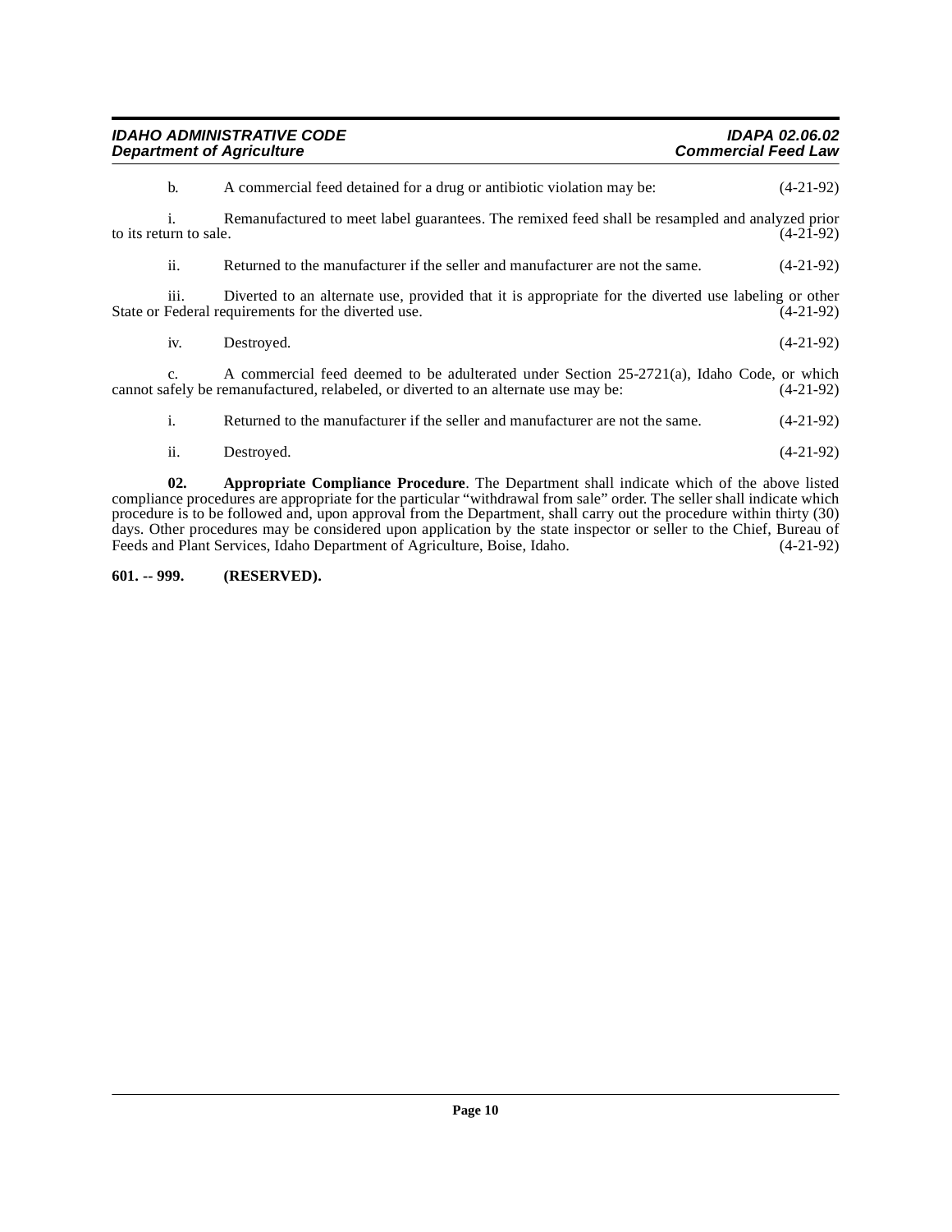b. A commercial feed detained for a drug or antibiotic violation may be: (4-21-92)

i. Remanufactured to meet label guarantees. The remixed feed shall be resampled and analyzed prior to its return to sale. (4-21-92)

ii. Returned to the manufacturer if the seller and manufacturer are not the same. (4-21-92)

iii. Diverted to an alternate use, provided that it is appropriate for the diverted use labeling or other State or Federal requirements for the diverted use. (4-21-92)

iv. Destroyed. (4-21-92)

c. A commercial feed deemed to be adulterated under Section 25-2721(a), Idaho Code, or which cannot safely be remanufactured, relabeled, or diverted to an alternate use may be: (4-21-92)

i. Returned to the manufacturer if the seller and manufacturer are not the same. (4-21-92)

ii. Destroyed. (4-21-92)

**02. Appropriate Compliance Procedure**. The Department shall indicate which of the above listed compliance procedures are appropriate for the particular "withdrawal from sale" order. The seller shall indicate which procedure is to be followed and, upon approval from the Department, shall carry out the procedure within thirty (30) days. Other procedures may be considered upon application by the state inspector or seller to the Chief, Bureau of Feeds and Plant Services, Idaho Department of Agriculture, Boise, Idaho. (4-21-92)

**601. -- 999. (RESERVED).**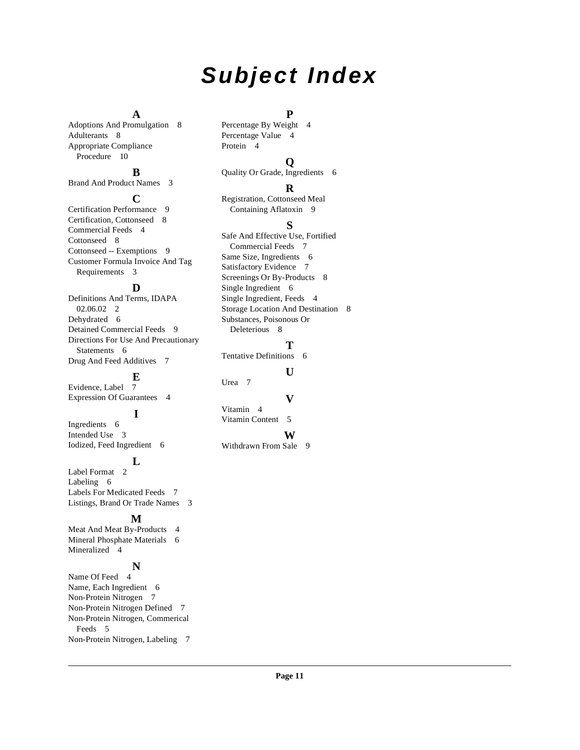# Subject Index

## A

Adoptions And Promulgation 8
Adulterants 8
Appropriate Compliance Procedure 10

## B

Brand And Product Names 3

## C

Certification Performance 9
Certification, Cottonseed 8
Commercial Feeds 4
Cottonseed 8
Cottonseed -- Exemptions 9
Customer Formula Invoice And Tag Requirements 3

## D

Definitions And Terms, IDAPA 02.06.02 2
Dehydrated 6
Detained Commercial Feeds 9
Directions For Use And Precautionary Statements 6
Drug And Feed Additives 7

## E

Evidence, Label 7
Expression Of Guarantees 4

## I

Ingredients 6
Intended Use 3
Iodized, Feed Ingredient 6

## L

Label Format 2
Labeling 6
Labels For Medicated Feeds 7
Listings, Brand Or Trade Names 3

## M

Meat And Meat By-Products 4
Mineral Phosphate Materials 6
Mineralized 4

## N

Name Of Feed 4
Name, Each Ingredient 6
Non-Protein Nitrogen 7
Non-Protein Nitrogen Defined 7
Non-Protein Nitrogen, Commerical Feeds 5
Non-Protein Nitrogen, Labeling 7

## P

Percentage By Weight 4
Percentage Value 4
Protein 4

## Q

Quality Or Grade, Ingredients 6

## R

Registration, Cottonseed Meal Containing Aflatoxin 9

## S

Safe And Effective Use, Fortified Commercial Feeds 7
Same Size, Ingredients 6
Satisfactory Evidence 7
Screenings Or By-Products 8
Single Ingredient 6
Single Ingredient, Feeds 4
Storage Location And Destination 8
Substances, Poisonous Or Deleterious 8

## T

Tentative Definitions 6

## U

Urea 7

## V

Vitamin 4
Vitamin Content 5

## W

Withdrawn From Sale 9